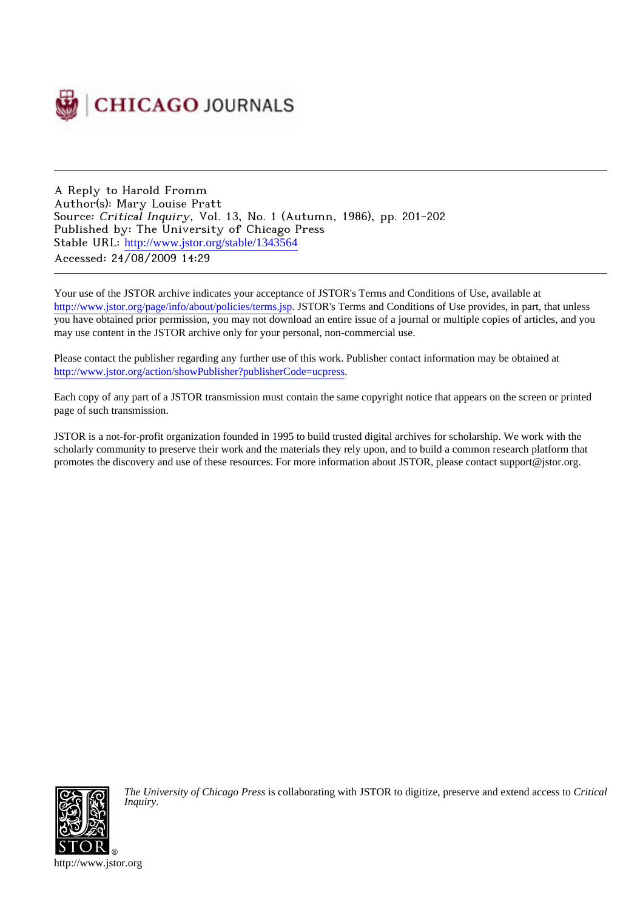A Reply to Harold Fromm
Author(s): Mary Louise Pratt
Source: *Critical Inquiry*, Vol. 13, No. 1 (Autumn, 1986), pp. 201-202
Published by: The University of Chicago Press
Stable URL: http://www.jstor.org/stable/1343564
Accessed: 24/08/2009 14:29

Your use of the JSTOR archive indicates your acceptance of JSTOR's Terms and Conditions of Use, available at http://www.jstor.org/page/info/about/policies/terms.jsp. JSTOR's Terms and Conditions of Use provides, in part, that unless you have obtained prior permission, you may not download an entire issue of a journal or multiple copies of articles, and you may use content in the JSTOR archive only for your personal, non-commercial use.

Please contact the publisher regarding any further use of this work. Publisher contact information may be obtained at http://www.jstor.org/action/showPublisher?publisherCode=ucpress.

Each copy of any part of a JSTOR transmission must contain the same copyright notice that appears on the screen or printed page of such transmission.

JSTOR is a not-for-profit organization founded in 1995 to build trusted digital archives for scholarship. We work with the scholarly community to preserve their work and the materials they rely upon, and to build a common research platform that promotes the discovery and use of these resources. For more information about JSTOR, please contact support@jstor.org.

*The University of Chicago Press* is collaborating with JSTOR to digitize, preserve and extend access to *Critical Inquiry*.

http://www.jstor.org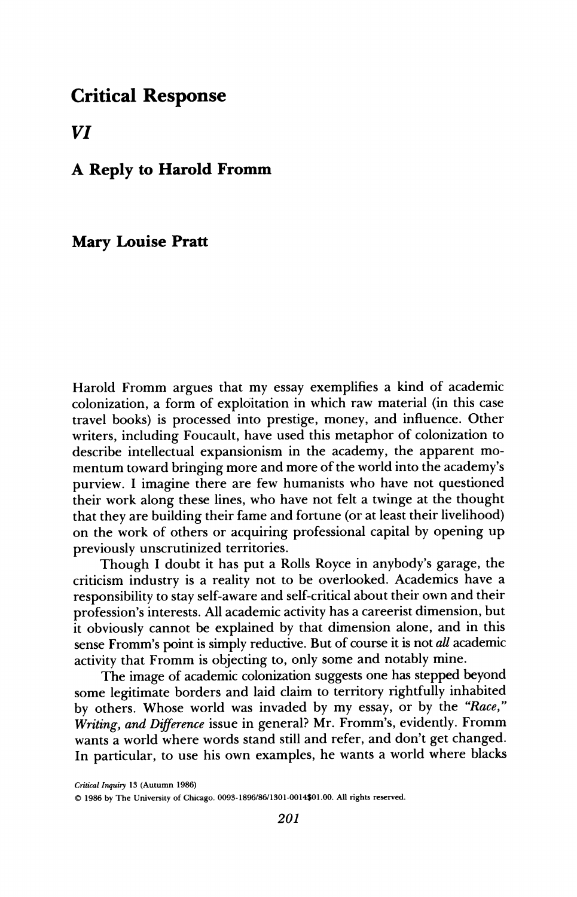# Critical Response

## VI

### A Reply to Harold Fromm

**Mary Louise Pratt**

Harold Fromm argues that my essay exemplifies a kind of academic colonization, a form of exploitation in which raw material (in this case travel books) is processed into prestige, money, and influence. Other writers, including Foucault, have used this metaphor of colonization to describe intellectual expansionism in the academy, the apparent momentum toward bringing more and more of the world into the academy's purview. I imagine there are few humanists who have not questioned their work along these lines, who have not felt a twinge at the thought that they are building their fame and fortune (or at least their livelihood) on the work of others or acquiring professional capital by opening up previously unscrutinized territories.

Though I doubt it has put a Rolls Royce in anybody's garage, the criticism industry is a reality not to be overlooked. Academics have a responsibility to stay self-aware and self-critical about their own and their profession's interests. All academic activity has a careerist dimension, but it obviously cannot be explained by that dimension alone, and in this sense Fromm's point is simply reductive. But of course it is not *all* academic activity that Fromm is objecting to, only some and notably mine.

The image of academic colonization suggests one has stepped beyond some legitimate borders and laid claim to territory rightfully inhabited by others. Whose world was invaded by my essay, or by the *"Race," Writing, and Difference* issue in general? Mr. Fromm's, evidently. Fromm wants a world where words stand still and refer, and don't get changed. In particular, to use his own examples, he wants a world where blacks

*Critical Inquiry* 13 (Autumn 1986)

© 1986 by The University of Chicago. 0093-1896/86/1301-0014$01.00. All rights reserved.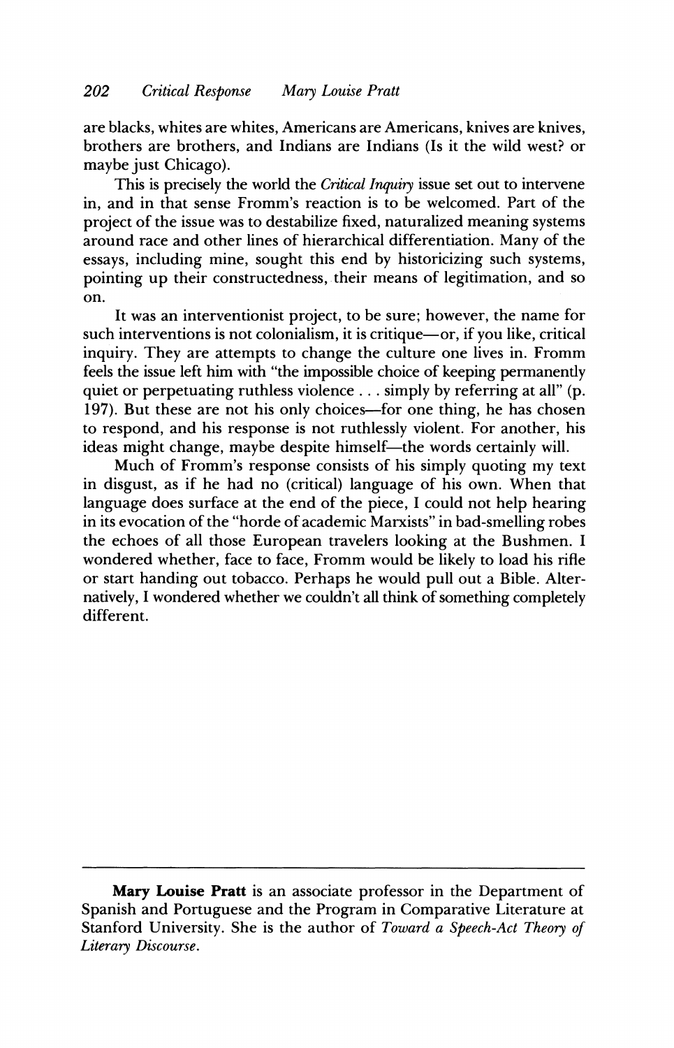are blacks, whites are whites, Americans are Americans, knives are knives, brothers are brothers, and Indians are Indians (Is it the wild west? or maybe just Chicago).

This is precisely the world the *Critical Inquiry* issue set out to intervene in, and in that sense Fromm's reaction is to be welcomed. Part of the project of the issue was to destabilize fixed, naturalized meaning systems around race and other lines of hierarchical differentiation. Many of the essays, including mine, sought this end by historicizing such systems, pointing up their constructedness, their means of legitimation, and so on.

It was an interventionist project, to be sure; however, the name for such interventions is not colonialism, it is critique—or, if you like, critical inquiry. They are attempts to change the culture one lives in. Fromm feels the issue left him with "the impossible choice of keeping permanently quiet or perpetuating ruthless violence . . . simply by referring at all" (p. 197). But these are not his only choices—for one thing, he has chosen to respond, and his response is not ruthlessly violent. For another, his ideas might change, maybe despite himself—the words certainly will.

Much of Fromm's response consists of his simply quoting my text in disgust, as if he had no (critical) language of his own. When that language does surface at the end of the piece, I could not help hearing in its evocation of the "horde of academic Marxists" in bad-smelling robes the echoes of all those European travelers looking at the Bushmen. I wondered whether, face to face, Fromm would be likely to load his rifle or start handing out tobacco. Perhaps he would pull out a Bible. Alternatively, I wondered whether we couldn't all think of something completely different.

---

**Mary Louise Pratt** is an associate professor in the Department of Spanish and Portuguese and the Program in Comparative Literature at Stanford University. She is the author of *Toward a Speech-Act Theory of Literary Discourse*.